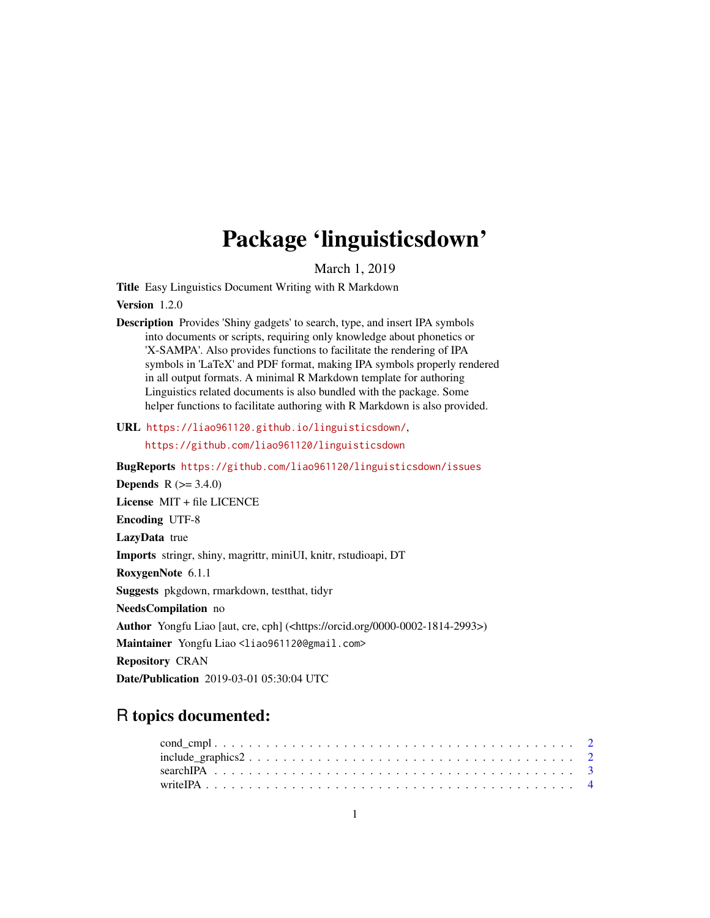# Package 'linguisticsdown'

March 1, 2019

**Title** Easy Linguistics Document Writing with R Markdown

**Version** 1.2.0

**Description** Provides 'Shiny gadgets' to search, type, and insert IPA symbols into documents or scripts, requiring only knowledge about phonetics or 'X-SAMPA'. Also provides functions to facilitate the rendering of IPA symbols in 'LaTeX' and PDF format, making IPA symbols properly rendered in all output formats. A minimal R Markdown template for authoring Linguistics related documents is also bundled with the package. Some helper functions to facilitate authoring with R Markdown is also provided.

**URL** https://liao961120.github.io/linguisticsdown/, https://github.com/liao961120/linguisticsdown

**BugReports** https://github.com/liao961120/linguisticsdown/issues

**Depends** R (>= 3.4.0)

**License** MIT + file LICENCE

**Encoding** UTF-8

**LazyData** true

**Imports** stringr, shiny, magrittr, miniUI, knitr, rstudioapi, DT

**RoxygenNote** 6.1.1

**Suggests** pkgdown, rmarkdown, testthat, tidyr

**NeedsCompilation** no

**Author** Yongfu Liao [aut, cre, cph] (<https://orcid.org/0000-0002-1814-2993>)

**Maintainer** Yongfu Liao <liao961120@gmail.com>

**Repository** CRAN

**Date/Publication** 2019-03-01 05:30:04 UTC

## R topics documented:

- cond_cmpl . . . . . . . . . . . . . . . . . . . . . . . . . . . . . . . . . . . . . . . 2
- include_graphics2 . . . . . . . . . . . . . . . . . . . . . . . . . . . . . . . . . . . 2
- searchIPA . . . . . . . . . . . . . . . . . . . . . . . . . . . . . . . . . . . . . . . 3
- writeIPA . . . . . . . . . . . . . . . . . . . . . . . . . . . . . . . . . . . . . . . . 4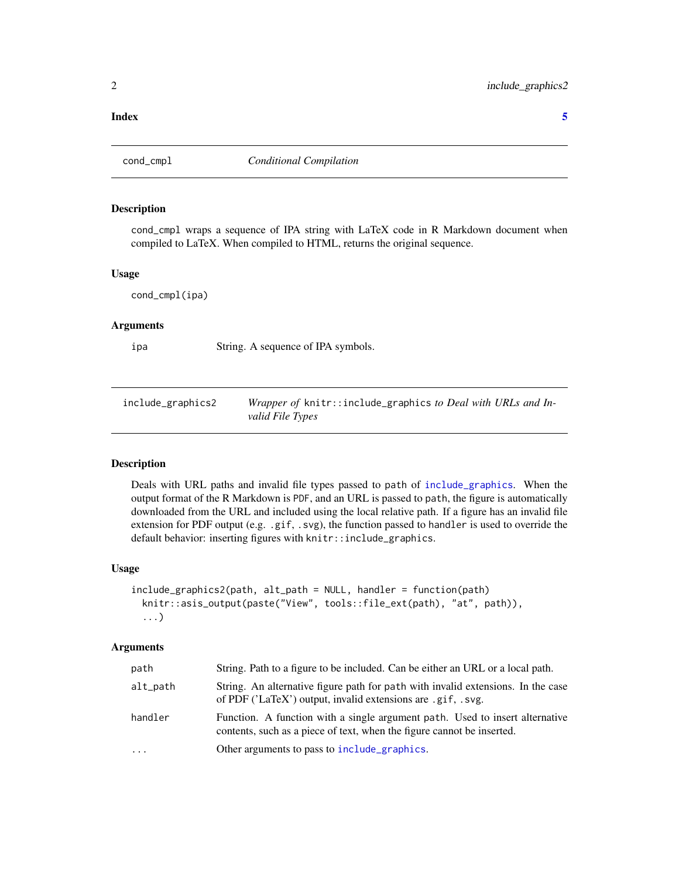**Index** 5

## cond_cmpl — *Conditional Compilation*

### Description

cond_cmpl wraps a sequence of IPA string with LaTeX code in R Markdown document when compiled to LaTeX. When compiled to HTML, returns the original sequence.

### Usage

```
cond_cmpl(ipa)
```

### Arguments

| | |
|---|---|
| ipa | String. A sequence of IPA symbols. |

## include_graphics2 — *Wrapper of `knitr::include_graphics` to Deal with URLs and Invalid File Types*

### Description

Deals with URL paths and invalid file types passed to `path` of `include_graphics`. When the output format of the R Markdown is `PDF`, and an URL is passed to `path`, the figure is automatically downloaded from the URL and included using the local relative path. If a figure has an invalid file extension for PDF output (e.g. `.gif`, `.svg`), the function passed to `handler` is used to override the default behavior: inserting figures with `knitr::include_graphics`.

### Usage

```
include_graphics2(path, alt_path = NULL, handler = function(path)
  knitr::asis_output(paste("View", tools::file_ext(path), "at", path)),
  ...)
```

### Arguments

| | |
|---|---|
| path | String. Path to a figure to be included. Can be either an URL or a local path. |
| alt_path | String. An alternative figure path for `path` with invalid extensions. In the case of PDF ('LaTeX') output, invalid extensions are `.gif`, `.svg`. |
| handler | Function. A function with a single argument `path`. Used to insert alternative contents, such as a piece of text, when the figure cannot be inserted. |
| ... | Other arguments to pass to `include_graphics`. |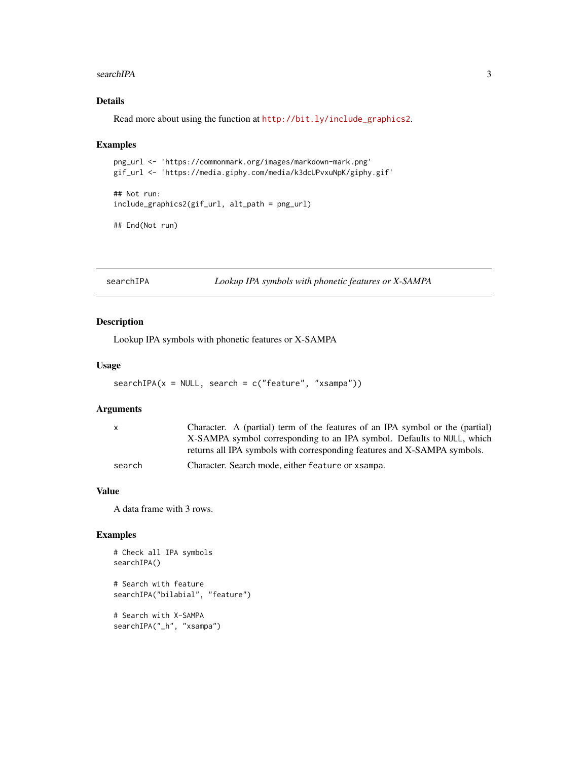### Details

Read more about using the function at http://bit.ly/include_graphics2.

### Examples

```
png_url <- 'https://commonmark.org/images/markdown-mark.png'
gif_url <- 'https://media.giphy.com/media/k3dcUPvxuNpK/giphy.gif'

## Not run:
include_graphics2(gif_url, alt_path = png_url)

## End(Not run)
```

---

## searchIPA — *Lookup IPA symbols with phonetic features or X-SAMPA*

### Description

Lookup IPA symbols with phonetic features or X-SAMPA

### Usage

```
searchIPA(x = NULL, search = c("feature", "xsampa"))
```

### Arguments

| | |
|---|---|
| `x` | Character. A (partial) term of the features of an IPA symbol or the (partial) X-SAMPA symbol corresponding to an IPA symbol. Defaults to `NULL`, which returns all IPA symbols with corresponding features and X-SAMPA symbols. |
| `search` | Character. Search mode, either `feature` or `xsampa`. |

### Value

A data frame with 3 rows.

### Examples

```
# Check all IPA symbols
searchIPA()

# Search with feature
searchIPA("bilabial", "feature")

# Search with X-SAMPA
searchIPA("_h", "xsampa")
```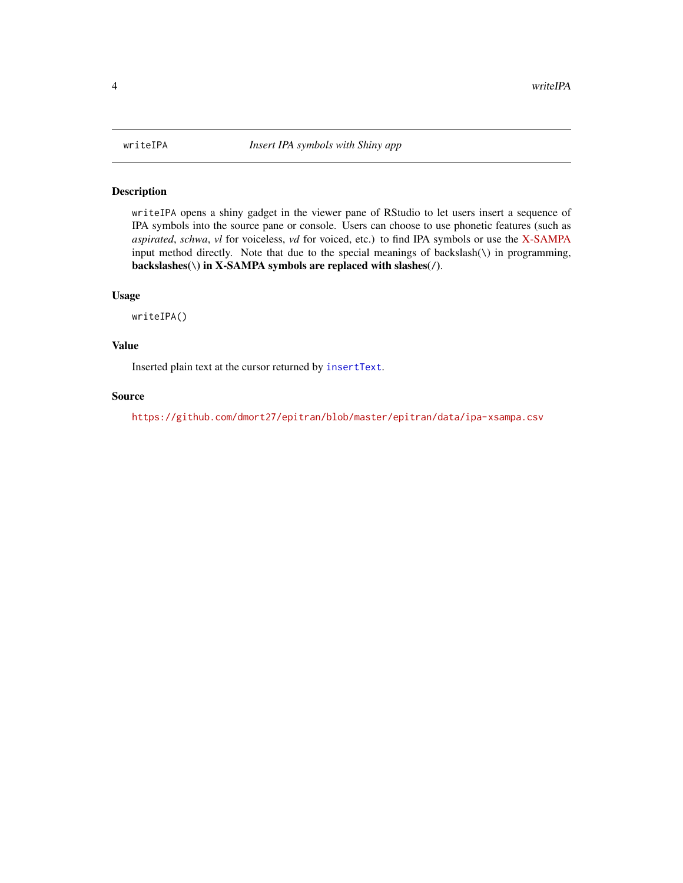# writeIPA — *Insert IPA symbols with Shiny app*

## Description

`writeIPA` opens a shiny gadget in the viewer pane of RStudio to let users insert a sequence of IPA symbols into the source pane or console. Users can choose to use phonetic features (such as *aspirated*, *schwa*, *vl* for voiceless, *vd* for voiced, etc.) to find IPA symbols or use the X-SAMPA input method directly. Note that due to the special meanings of backslash(\) in programming, **backslashes(\) in X-SAMPA symbols are replaced with slashes(/)**.

## Usage

```
writeIPA()
```

## Value

Inserted plain text at the cursor returned by `insertText`.

## Source

https://github.com/dmort27/epitran/blob/master/epitran/data/ipa-xsampa.csv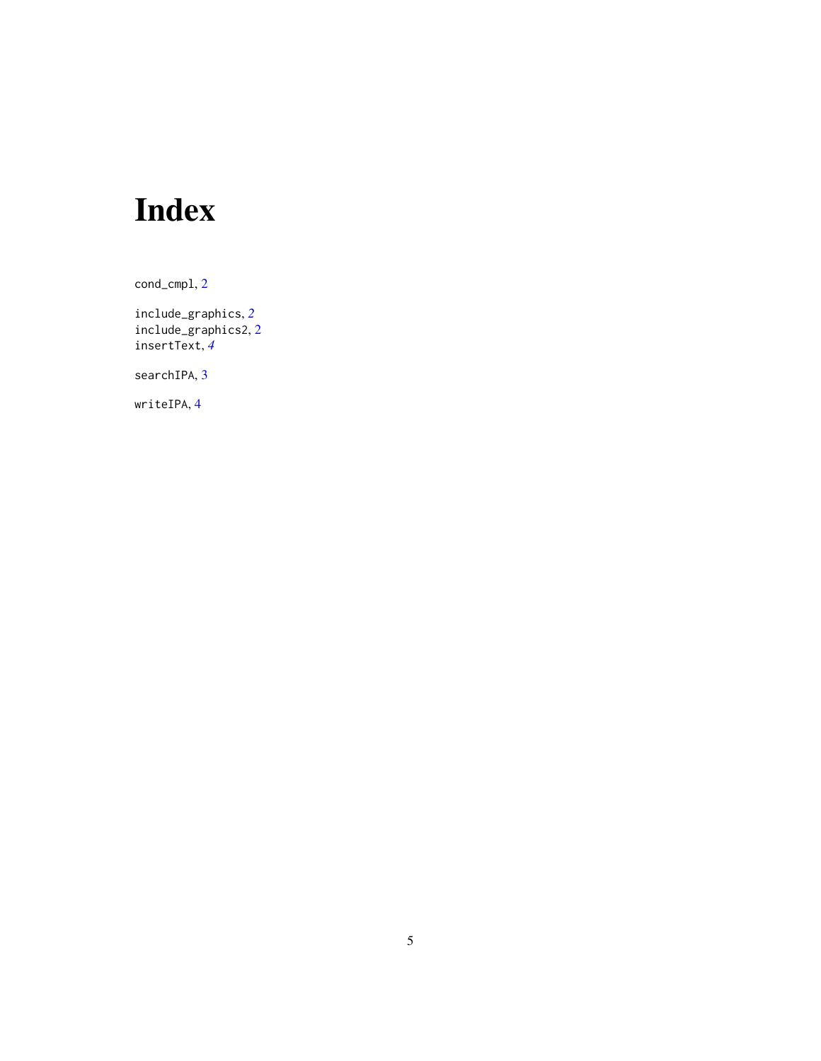# Index

cond_cmpl, 2

include_graphics, *2*
include_graphics2, 2
insertText, *4*

searchIPA, 3

writeIPA, 4